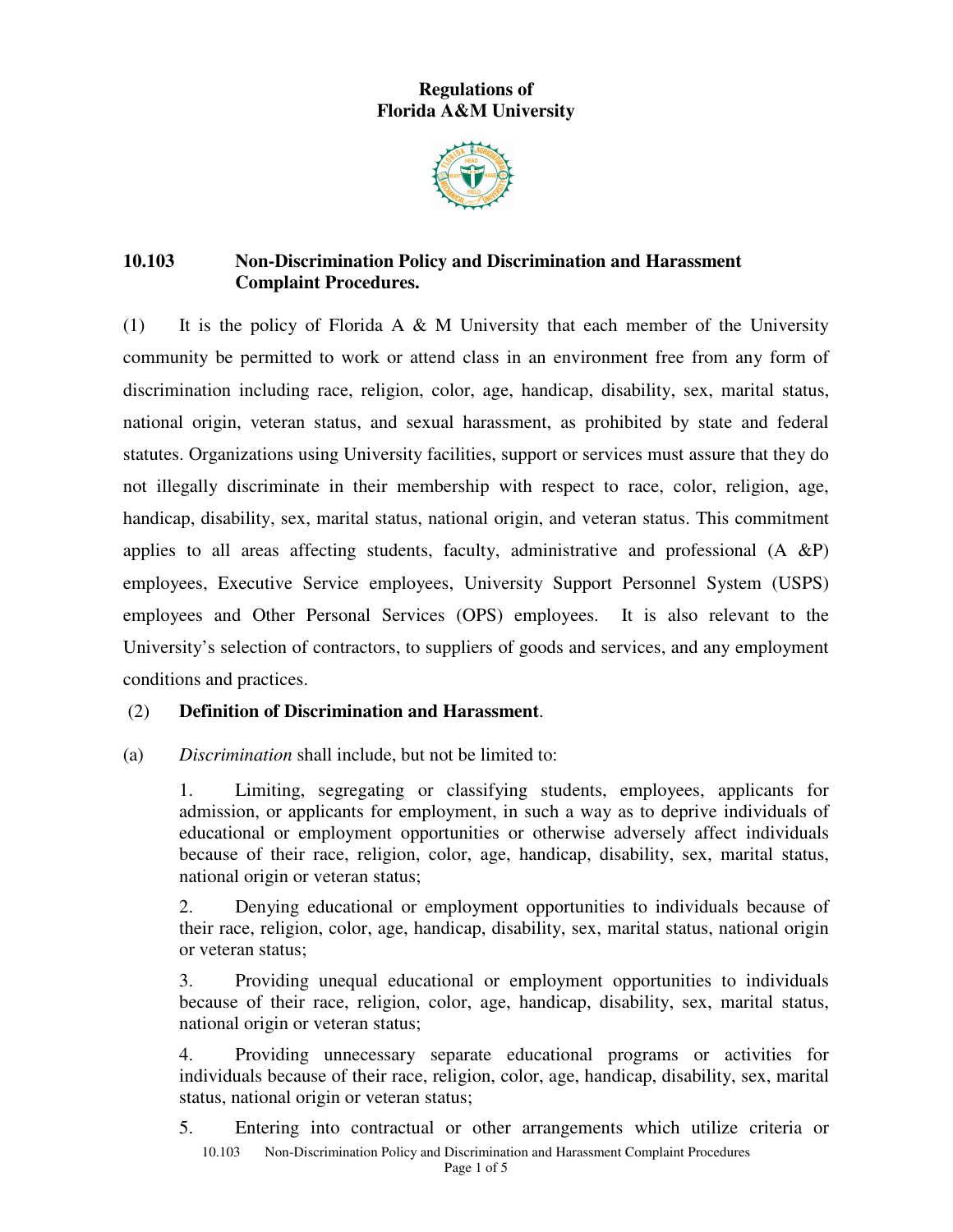**Regulations of**
**Florida A&M University**

## 10.103 Non-Discrimination Policy and Discrimination and Harassment Complaint Procedures.

(1) It is the policy of Florida A & M University that each member of the University community be permitted to work or attend class in an environment free from any form of discrimination including race, religion, color, age, handicap, disability, sex, marital status, national origin, veteran status, and sexual harassment, as prohibited by state and federal statutes. Organizations using University facilities, support or services must assure that they do not illegally discriminate in their membership with respect to race, color, religion, age, handicap, disability, sex, marital status, national origin, and veteran status. This commitment applies to all areas affecting students, faculty, administrative and professional (A &P) employees, Executive Service employees, University Support Personnel System (USPS) employees and Other Personal Services (OPS) employees. It is also relevant to the University's selection of contractors, to suppliers of goods and services, and any employment conditions and practices.

(2) **Definition of Discrimination and Harassment**.

(a) *Discrimination* shall include, but not be limited to:

1. Limiting, segregating or classifying students, employees, applicants for admission, or applicants for employment, in such a way as to deprive individuals of educational or employment opportunities or otherwise adversely affect individuals because of their race, religion, color, age, handicap, disability, sex, marital status, national origin or veteran status;

2. Denying educational or employment opportunities to individuals because of their race, religion, color, age, handicap, disability, sex, marital status, national origin or veteran status;

3. Providing unequal educational or employment opportunities to individuals because of their race, religion, color, age, handicap, disability, sex, marital status, national origin or veteran status;

4. Providing unnecessary separate educational programs or activities for individuals because of their race, religion, color, age, handicap, disability, sex, marital status, national origin or veteran status;

5. Entering into contractual or other arrangements which utilize criteria or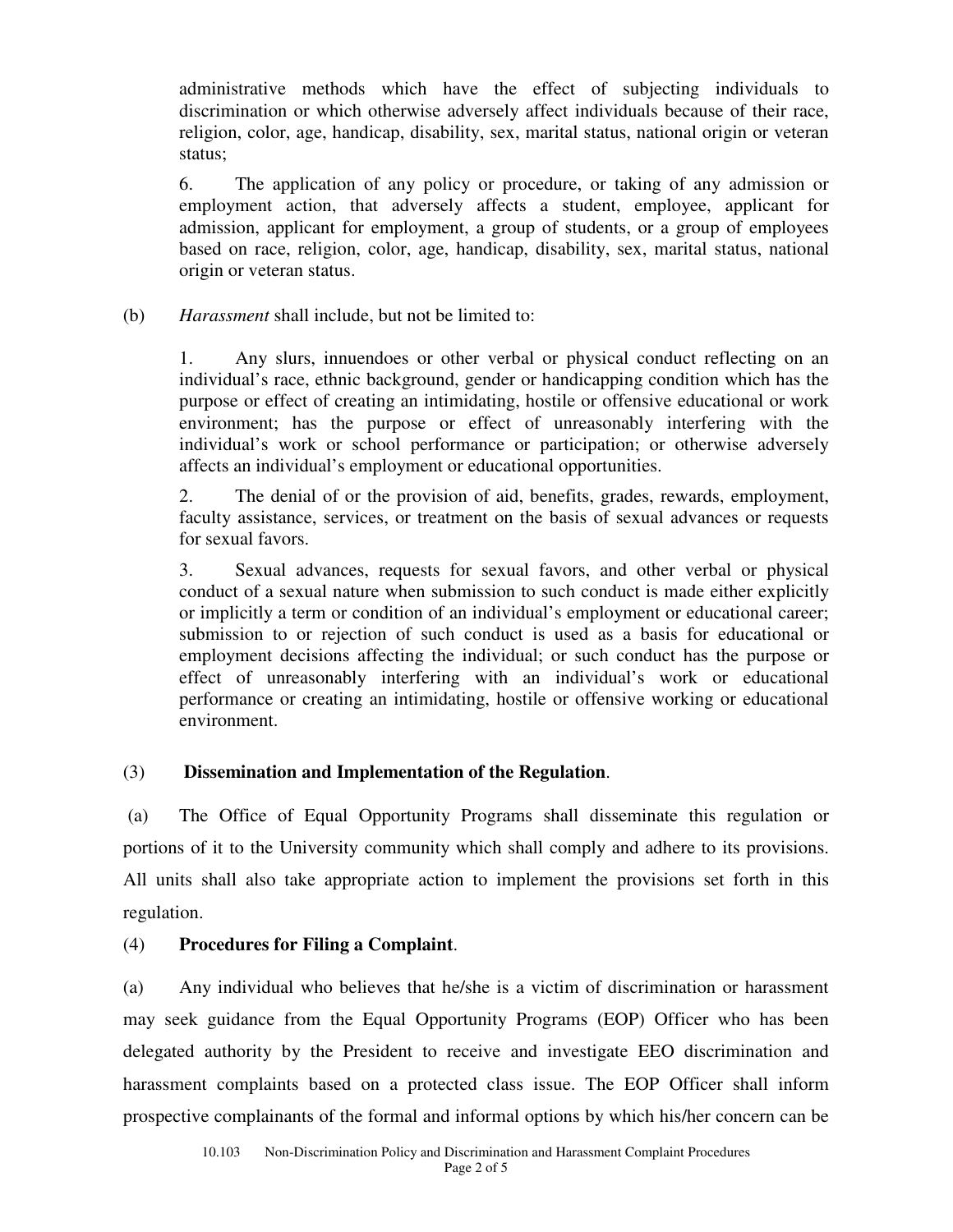administrative methods which have the effect of subjecting individuals to discrimination or which otherwise adversely affect individuals because of their race, religion, color, age, handicap, disability, sex, marital status, national origin or veteran status;

6. The application of any policy or procedure, or taking of any admission or employment action, that adversely affects a student, employee, applicant for admission, applicant for employment, a group of students, or a group of employees based on race, religion, color, age, handicap, disability, sex, marital status, national origin or veteran status.

(b) *Harassment* shall include, but not be limited to:

1. Any slurs, innuendoes or other verbal or physical conduct reflecting on an individual's race, ethnic background, gender or handicapping condition which has the purpose or effect of creating an intimidating, hostile or offensive educational or work environment; has the purpose or effect of unreasonably interfering with the individual's work or school performance or participation; or otherwise adversely affects an individual's employment or educational opportunities.

2. The denial of or the provision of aid, benefits, grades, rewards, employment, faculty assistance, services, or treatment on the basis of sexual advances or requests for sexual favors.

3. Sexual advances, requests for sexual favors, and other verbal or physical conduct of a sexual nature when submission to such conduct is made either explicitly or implicitly a term or condition of an individual's employment or educational career; submission to or rejection of such conduct is used as a basis for educational or employment decisions affecting the individual; or such conduct has the purpose or effect of unreasonably interfering with an individual's work or educational performance or creating an intimidating, hostile or offensive working or educational environment.

(3) **Dissemination and Implementation of the Regulation**.

(a) The Office of Equal Opportunity Programs shall disseminate this regulation or portions of it to the University community which shall comply and adhere to its provisions. All units shall also take appropriate action to implement the provisions set forth in this regulation.

(4) **Procedures for Filing a Complaint**.

(a) Any individual who believes that he/she is a victim of discrimination or harassment may seek guidance from the Equal Opportunity Programs (EOP) Officer who has been delegated authority by the President to receive and investigate EEO discrimination and harassment complaints based on a protected class issue. The EOP Officer shall inform prospective complainants of the formal and informal options by which his/her concern can be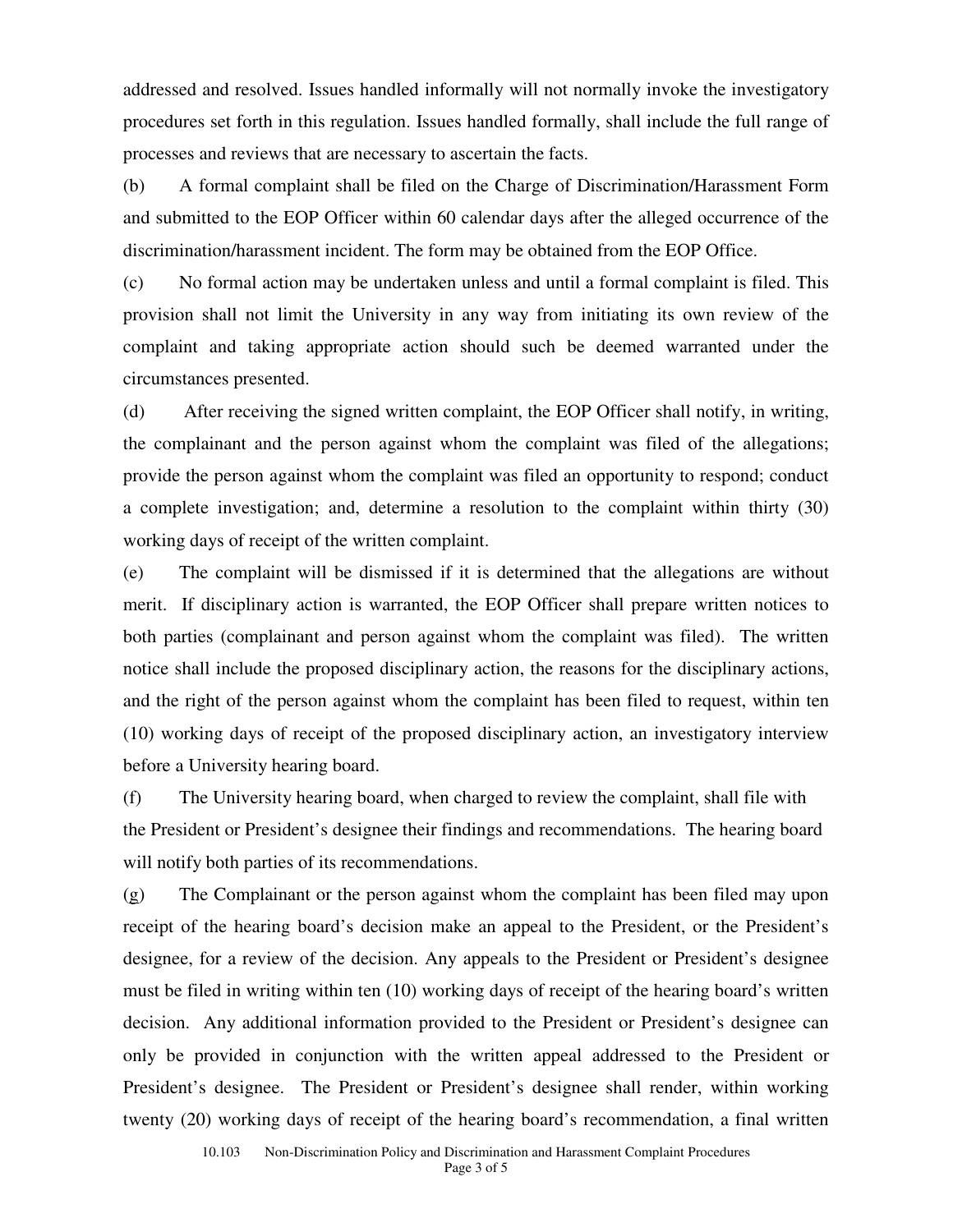addressed and resolved. Issues handled informally will not normally invoke the investigatory procedures set forth in this regulation. Issues handled formally, shall include the full range of processes and reviews that are necessary to ascertain the facts.

(b) A formal complaint shall be filed on the Charge of Discrimination/Harassment Form and submitted to the EOP Officer within 60 calendar days after the alleged occurrence of the discrimination/harassment incident. The form may be obtained from the EOP Office.

(c) No formal action may be undertaken unless and until a formal complaint is filed. This provision shall not limit the University in any way from initiating its own review of the complaint and taking appropriate action should such be deemed warranted under the circumstances presented.

(d) After receiving the signed written complaint, the EOP Officer shall notify, in writing, the complainant and the person against whom the complaint was filed of the allegations; provide the person against whom the complaint was filed an opportunity to respond; conduct a complete investigation; and, determine a resolution to the complaint within thirty (30) working days of receipt of the written complaint.

(e) The complaint will be dismissed if it is determined that the allegations are without merit. If disciplinary action is warranted, the EOP Officer shall prepare written notices to both parties (complainant and person against whom the complaint was filed). The written notice shall include the proposed disciplinary action, the reasons for the disciplinary actions, and the right of the person against whom the complaint has been filed to request, within ten (10) working days of receipt of the proposed disciplinary action, an investigatory interview before a University hearing board.

(f) The University hearing board, when charged to review the complaint, shall file with the President or President's designee their findings and recommendations. The hearing board will notify both parties of its recommendations.

(g) The Complainant or the person against whom the complaint has been filed may upon receipt of the hearing board's decision make an appeal to the President, or the President's designee, for a review of the decision. Any appeals to the President or President's designee must be filed in writing within ten (10) working days of receipt of the hearing board's written decision. Any additional information provided to the President or President's designee can only be provided in conjunction with the written appeal addressed to the President or President's designee. The President or President's designee shall render, within working twenty (20) working days of receipt of the hearing board's recommendation, a final written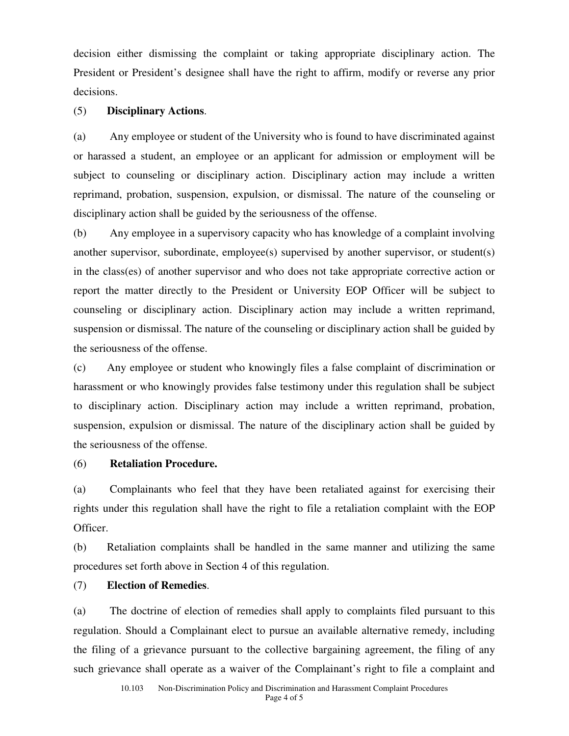decision either dismissing the complaint or taking appropriate disciplinary action. The President or President's designee shall have the right to affirm, modify or reverse any prior decisions.

(5) **Disciplinary Actions**.

(a) Any employee or student of the University who is found to have discriminated against or harassed a student, an employee or an applicant for admission or employment will be subject to counseling or disciplinary action. Disciplinary action may include a written reprimand, probation, suspension, expulsion, or dismissal. The nature of the counseling or disciplinary action shall be guided by the seriousness of the offense.

(b) Any employee in a supervisory capacity who has knowledge of a complaint involving another supervisor, subordinate, employee(s) supervised by another supervisor, or student(s) in the class(es) of another supervisor and who does not take appropriate corrective action or report the matter directly to the President or University EOP Officer will be subject to counseling or disciplinary action. Disciplinary action may include a written reprimand, suspension or dismissal. The nature of the counseling action or disciplinary action shall be guided by the seriousness of the offense.

(c) Any employee or student who knowingly files a false complaint of discrimination or harassment or who knowingly provides false testimony under this regulation shall be subject to disciplinary action. Disciplinary action may include a written reprimand, probation, suspension, expulsion or dismissal. The nature of the disciplinary action shall be guided by the seriousness of the offense.

(6) **Retaliation Procedure.**

(a) Complainants who feel that they have been retaliated against for exercising their rights under this regulation shall have the right to file a retaliation complaint with the EOP Officer.

(b) Retaliation complaints shall be handled in the same manner and utilizing the same procedures set forth above in Section 4 of this regulation.

(7) **Election of Remedies**.

(a) The doctrine of election of remedies shall apply to complaints filed pursuant to this regulation. Should a Complainant elect to pursue an available alternative remedy, including the filing of a grievance pursuant to the collective bargaining agreement, the filing of any such grievance shall operate as a waiver of the Complainant's right to file a complaint and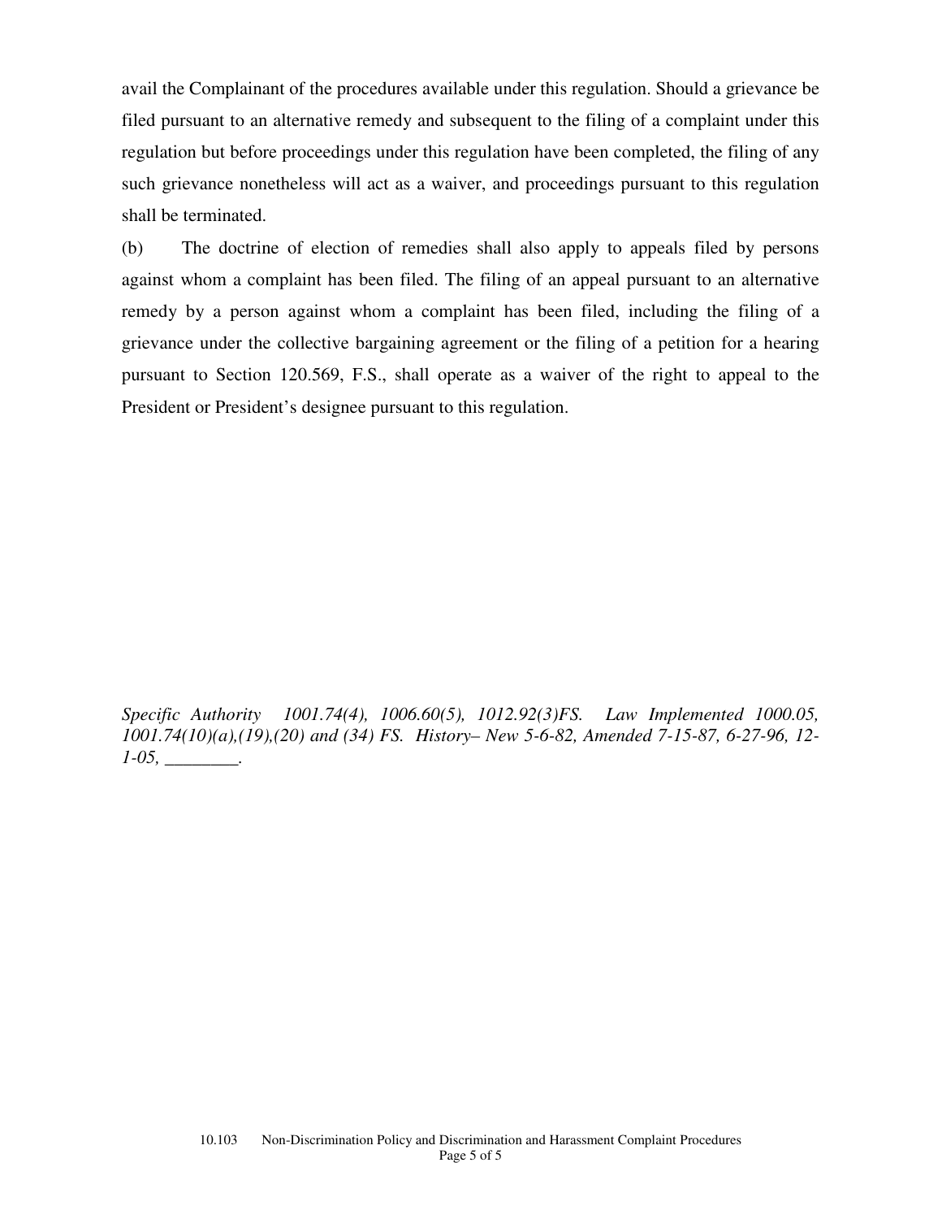avail the Complainant of the procedures available under this regulation. Should a grievance be filed pursuant to an alternative remedy and subsequent to the filing of a complaint under this regulation but before proceedings under this regulation have been completed, the filing of any such grievance nonetheless will act as a waiver, and proceedings pursuant to this regulation shall be terminated.

(b) The doctrine of election of remedies shall also apply to appeals filed by persons against whom a complaint has been filed. The filing of an appeal pursuant to an alternative remedy by a person against whom a complaint has been filed, including the filing of a grievance under the collective bargaining agreement or the filing of a petition for a hearing pursuant to Section 120.569, F.S., shall operate as a waiver of the right to appeal to the President or President's designee pursuant to this regulation.

*Specific Authority 1001.74(4), 1006.60(5), 1012.92(3)FS. Law Implemented 1000.05, 1001.74(10)(a),(19),(20) and (34) FS. History– New 5-6-82, Amended 7-15-87, 6-27-96, 12-1-05, ________.*